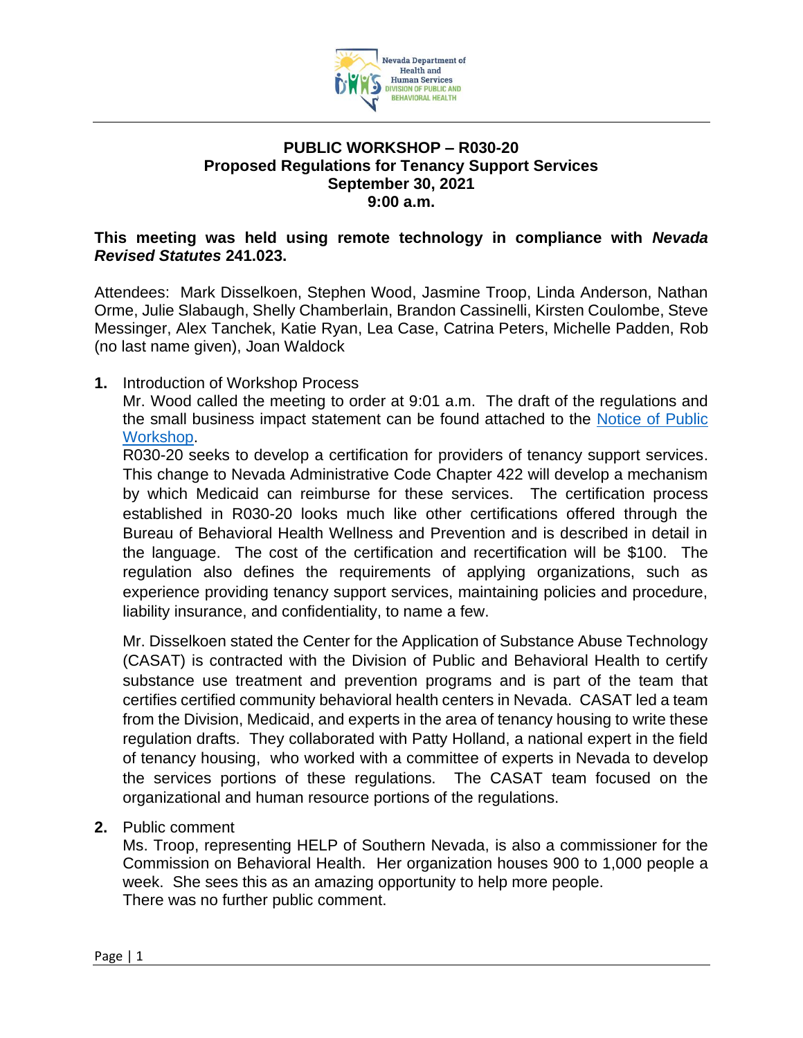# PUBLIC WORKSHOP – R030-20
## Proposed Regulations for Tenancy Support Services
### September 30, 2021
### 9:00 a.m.

**This meeting was held using remote technology in compliance with *Nevada Revised Statutes* 241.023.**

Attendees: Mark Disselkoen, Stephen Wood, Jasmine Troop, Linda Anderson, Nathan Orme, Julie Slabaugh, Shelly Chamberlain, Brandon Cassinelli, Kirsten Coulombe, Steve Messinger, Alex Tanchek, Katie Ryan, Lea Case, Catrina Peters, Michelle Padden, Rob (no last name given), Joan Waldock

**1.** Introduction of Workshop Process

Mr. Wood called the meeting to order at 9:01 a.m. The draft of the regulations and the small business impact statement can be found attached to the Notice of Public Workshop.

R030-20 seeks to develop a certification for providers of tenancy support services. This change to Nevada Administrative Code Chapter 422 will develop a mechanism by which Medicaid can reimburse for these services. The certification process established in R030-20 looks much like other certifications offered through the Bureau of Behavioral Health Wellness and Prevention and is described in detail in the language. The cost of the certification and recertification will be $100. The regulation also defines the requirements of applying organizations, such as experience providing tenancy support services, maintaining policies and procedure, liability insurance, and confidentiality, to name a few.

Mr. Disselkoen stated the Center for the Application of Substance Abuse Technology (CASAT) is contracted with the Division of Public and Behavioral Health to certify substance use treatment and prevention programs and is part of the team that certifies certified community behavioral health centers in Nevada. CASAT led a team from the Division, Medicaid, and experts in the area of tenancy housing to write these regulation drafts. They collaborated with Patty Holland, a national expert in the field of tenancy housing, who worked with a committee of experts in Nevada to develop the services portions of these regulations. The CASAT team focused on the organizational and human resource portions of the regulations.

**2.** Public comment

Ms. Troop, representing HELP of Southern Nevada, is also a commissioner for the Commission on Behavioral Health. Her organization houses 900 to 1,000 people a week. She sees this as an amazing opportunity to help more people.

There was no further public comment.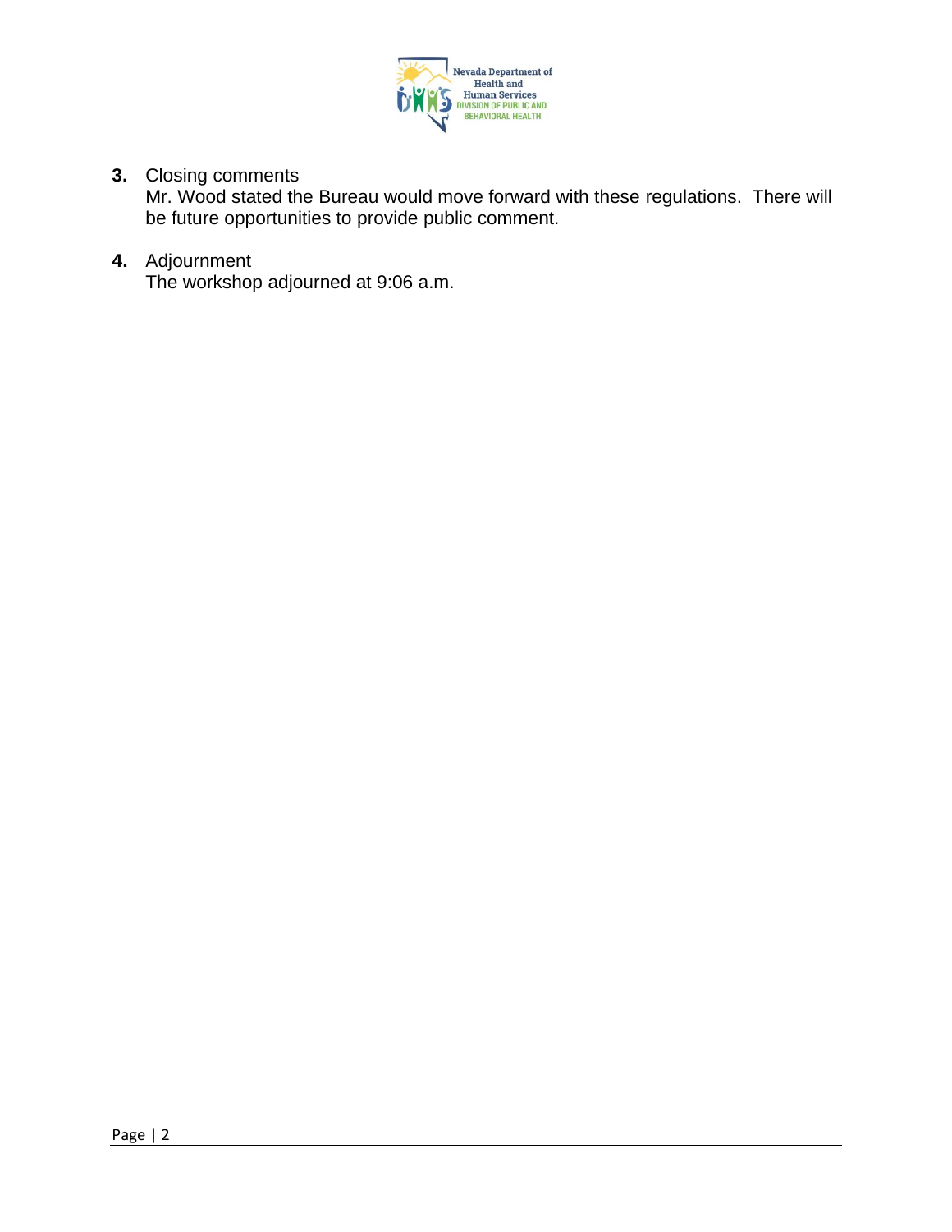**3.** Closing comments
Mr. Wood stated the Bureau would move forward with these regulations. There will be future opportunities to provide public comment.

**4.** Adjournment
The workshop adjourned at 9:06 a.m.